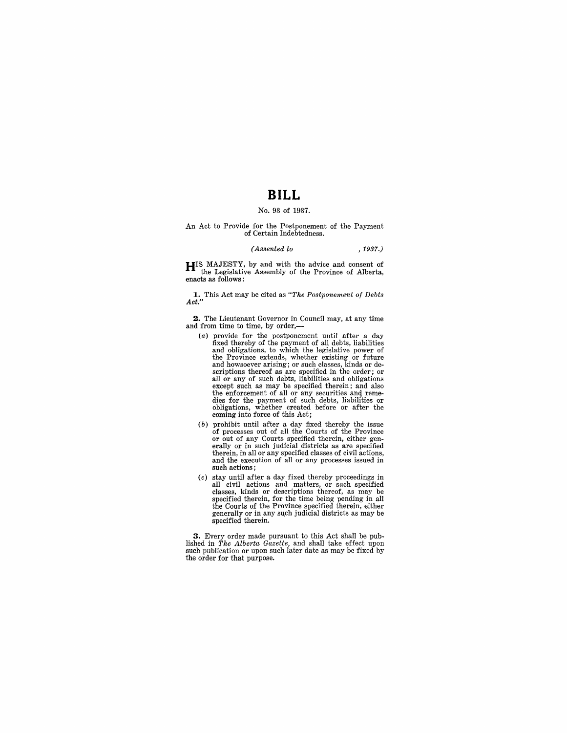# BILL

No. 93 of 1937.

An Act to Provide for the Postponement of the Payment of Certain Indebtedness.

*(Assented to , 1937.)*

HIS MAJESTY, by and with the advice and consent of the Legislative Assembly of the Province of Alberta, enacts as follows:

**1.** This Act may be cited as *"The Postponement of Debts Act."*

**2.** The Lieutenant Governor in Council may, at any time and from time to time, by order,—

(*a*) provide for the postponement until after a day fixed thereby of the payment of all debts, liabilities and obligations, to which the legislative power of the Province extends, whether existing or future and howsoever arising; or such classes, kinds or descriptions thereof as are specified in the order; or all or any of such debts, liabilities and obligations except such as may be specified therein; and also the enforcement of all or any securities and remedies for the payment of such debts, liabilities or obligations, whether created before or after the coming into force of this Act;

(*b*) prohibit until after a day fixed thereby the issue of processes out of all the Courts of the Province or out of any Courts specified therein, either generally or in such judicial districts as are specified therein, in all or any specified classes of civil actions, and the execution of all or any processes issued in such actions;

(*c*) stay until after a day fixed thereby proceedings in all civil actions and matters, or such specified classes, kinds or descriptions thereof, as may be specified therein, for the time being pending in all the Courts of the Province specified therein, either generally or in any such judicial districts as may be specified therein.

**3.** Every order made pursuant to this Act shall be published in *The Alberta Gazette,* and shall take effect upon such publication or upon such later date as may be fixed by the order for that purpose.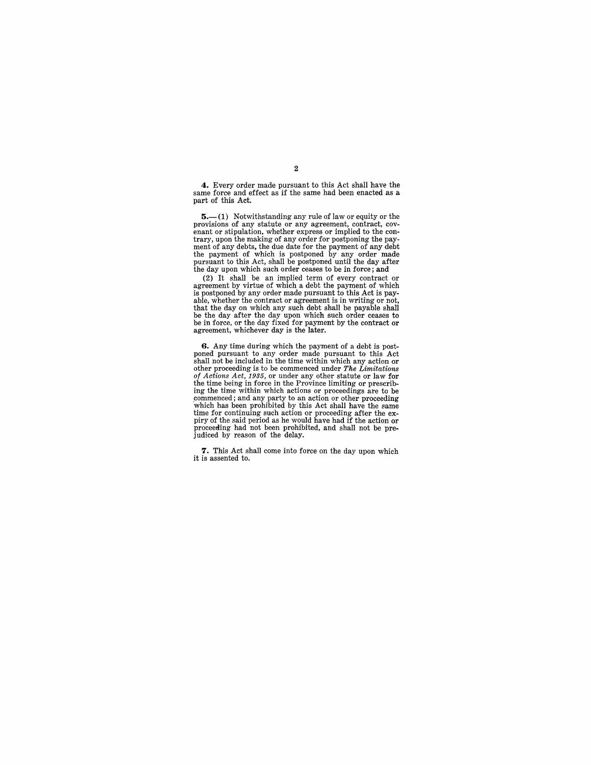**4.** Every order made pursuant to this Act shall have the same force and effect as if the same had been enacted as a part of this Act.

**5.**—(1) Notwithstanding any rule of law or equity or the provisions of any statute or any agreement, contract, covenant or stipulation, whether express or implied to the contrary, upon the making of any order for postponing the payment of any debts, the due date for the payment of any debt the payment of which is postponed by any order made pursuant to this Act, shall be postponed until the day after the day upon which such order ceases to be in force; and

(2) It shall be an implied term of every contract or agreement by virtue of which a debt the payment of which is postponed by any order made pursuant to this Act is payable, whether the contract or agreement is in writing or not, that the day on which any such debt shall be payable shall be the day after the day upon which such order ceases to be in force, or the day fixed for payment by the contract or agreement, whichever day is the later.

**6.** Any time during which the payment of a debt is postponed pursuant to any order made pursuant to this Act shall not be included in the time within which any action or other proceeding is to be commenced under *The Limitations of Actions Act, 1935*, or under any other statute or law for the time being in force in the Province limiting or prescribing the time within which actions or proceedings are to be commenced; and any party to an action or other proceeding which has been prohibited by this Act shall have the same time for continuing such action or proceeding after the expiry of the said period as he would have had if the action or proceeding had not been prohibited, and shall not be prejudiced by reason of the delay.

**7.** This Act shall come into force on the day upon which it is assented to.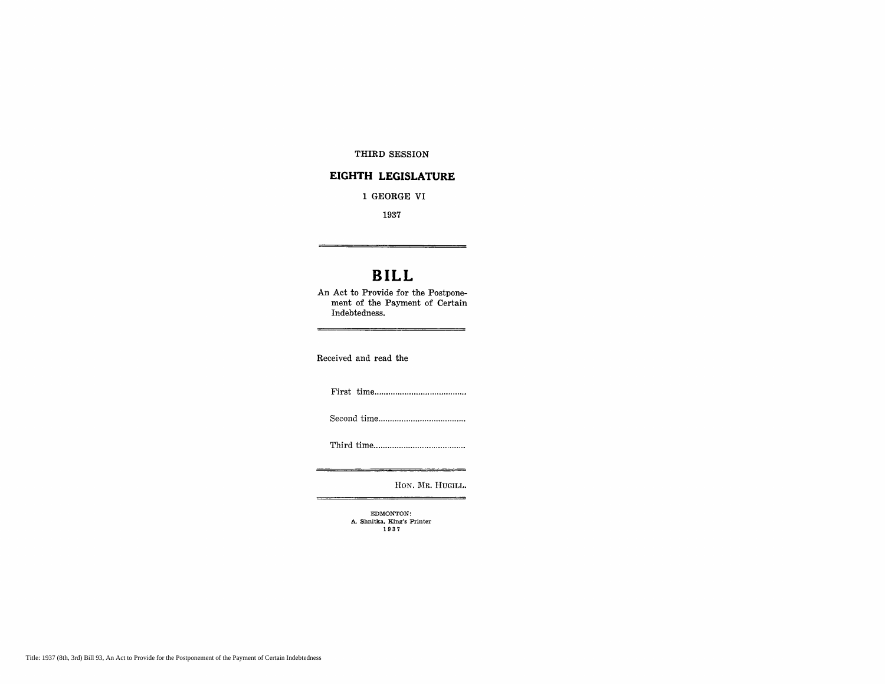THIRD SESSION

EIGHTH LEGISLATURE

1 GEORGE VI

1937

# BILL

An Act to Provide for the Postponement of the Payment of Certain Indebtedness.

Received and read the

First time........................................

Second time......................................

Third time........................................

HON. MR. HUGILL.

EDMONTON:
A. Shnitka, King's Printer
1937

Title: 1937 (8th, 3rd) Bill 93, An Act to Provide for the Postponement of the Payment of Certain Indebtedness